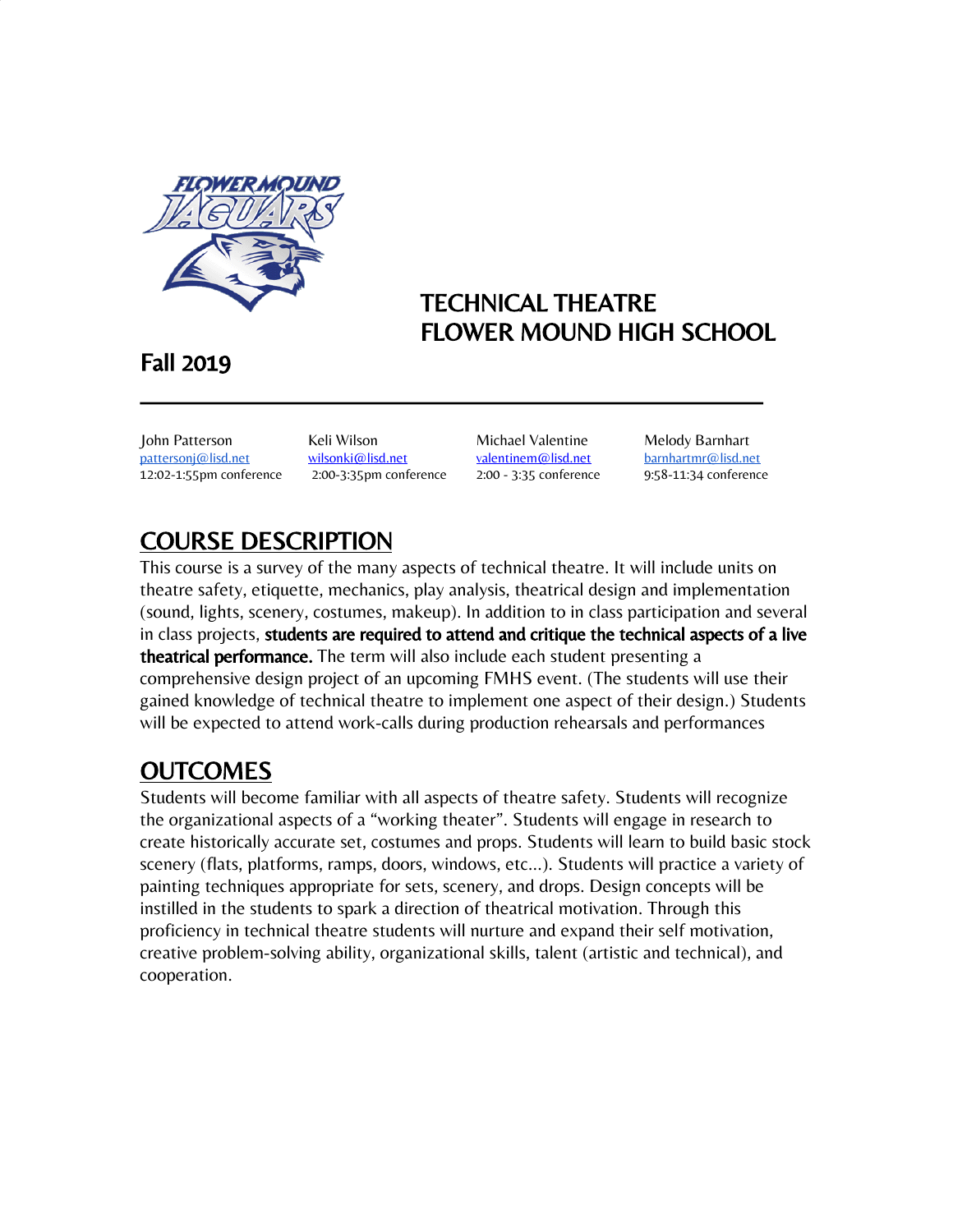# TECHNICAL THEATRE
# FLOWER MOUND HIGH SCHOOL

## Fall 2019

| John Patterson | Keli Wilson | Michael Valentine | Melody Barnhart |
|---|---|---|---|
| pattersonj@lisd.net | wilsonki@lisd.net | valentinem@lisd.net | barnhartmr@lisd.net |
| 12:02-1:55pm conference | 2:00-3:35pm conference | 2:00 - 3:35 conference | 9:58-11:34 conference |

## COURSE DESCRIPTION

This course is a survey of the many aspects of technical theatre. It will include units on theatre safety, etiquette, mechanics, play analysis, theatrical design and implementation (sound, lights, scenery, costumes, makeup). In addition to in class participation and several in class projects, **students are required to attend and critique the technical aspects of a live theatrical performance.** The term will also include each student presenting a comprehensive design project of an upcoming FMHS event. (The students will use their gained knowledge of technical theatre to implement one aspect of their design.) Students will be expected to attend work-calls during production rehearsals and performances

## OUTCOMES

Students will become familiar with all aspects of theatre safety. Students will recognize the organizational aspects of a "working theater". Students will engage in research to create historically accurate set, costumes and props. Students will learn to build basic stock scenery (flats, platforms, ramps, doors, windows, etc...). Students will practice a variety of painting techniques appropriate for sets, scenery, and drops. Design concepts will be instilled in the students to spark a direction of theatrical motivation. Through this proficiency in technical theatre students will nurture and expand their self motivation, creative problem-solving ability, organizational skills, talent (artistic and technical), and cooperation.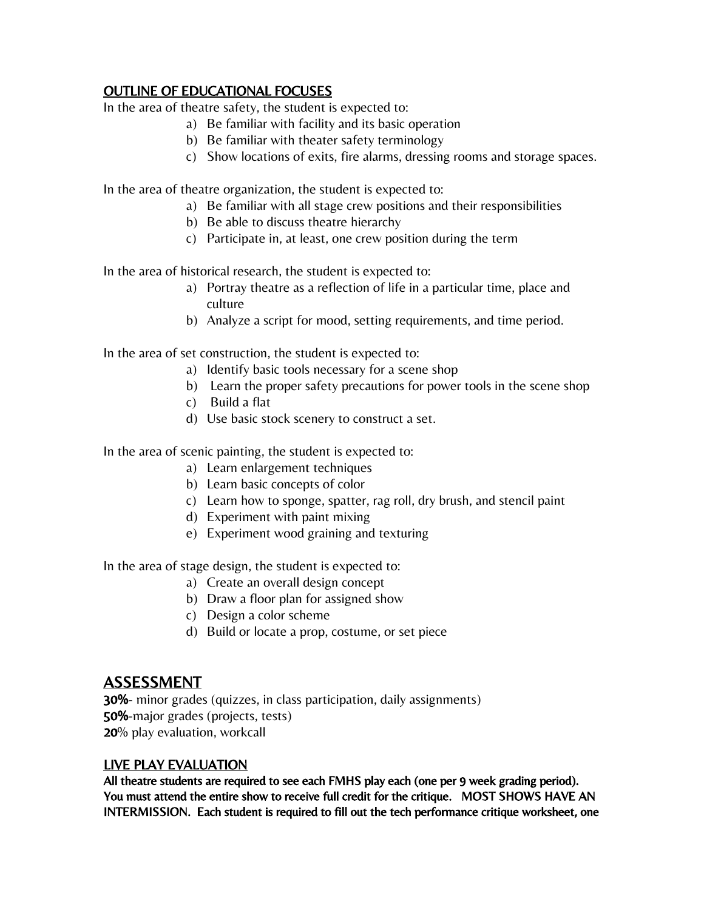## OUTLINE OF EDUCATIONAL FOCUSES

In the area of theatre safety, the student is expected to:

a) Be familiar with facility and its basic operation
b) Be familiar with theater safety terminology
c) Show locations of exits, fire alarms, dressing rooms and storage spaces.

In the area of theatre organization, the student is expected to:

a) Be familiar with all stage crew positions and their responsibilities
b) Be able to discuss theatre hierarchy
c) Participate in, at least, one crew position during the term

In the area of historical research, the student is expected to:

a) Portray theatre as a reflection of life in a particular time, place and culture
b) Analyze a script for mood, setting requirements, and time period.

In the area of set construction, the student is expected to:

a) Identify basic tools necessary for a scene shop
b) Learn the proper safety precautions for power tools in the scene shop
c) Build a flat
d) Use basic stock scenery to construct a set.

In the area of scenic painting, the student is expected to:

a) Learn enlargement techniques
b) Learn basic concepts of color
c) Learn how to sponge, spatter, rag roll, dry brush, and stencil paint
d) Experiment with paint mixing
e) Experiment wood graining and texturing

In the area of stage design, the student is expected to:

a) Create an overall design concept
b) Draw a floor plan for assigned show
c) Design a color scheme
d) Build or locate a prop, costume, or set piece

## ASSESSMENT

**30%**- minor grades (quizzes, in class participation, daily assignments)
**50%**-major grades (projects, tests)
**20**% play evaluation, workcall

### LIVE PLAY EVALUATION

**All theatre students are required to see each FMHS play each (one per 9 week grading period). You must attend the entire show to receive full credit for the critique. MOST SHOWS HAVE AN INTERMISSION. Each student is required to fill out the tech performance critique worksheet, one**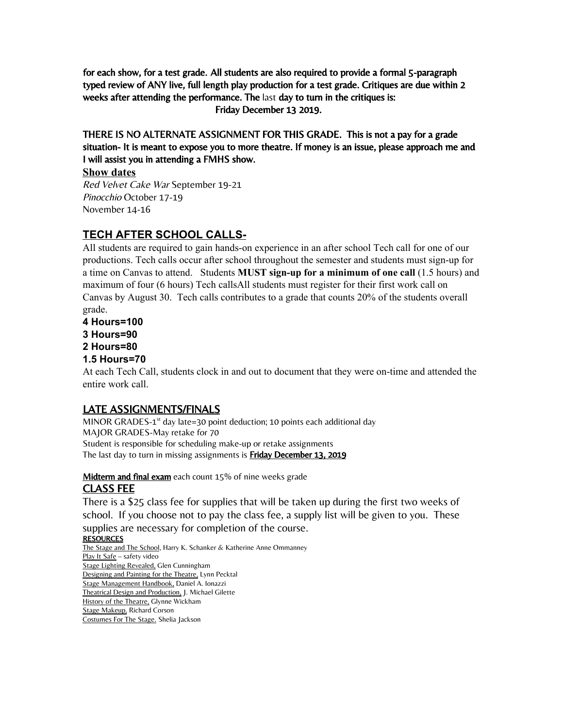**for each show, for a test grade. All students are also required to provide a formal 5-paragraph typed review of ANY live, full length play production for a test grade. Critiques are due within 2 weeks after attending the performance. The** last **day to turn in the critiques is:**

**Friday December 13 2019.**

**THERE IS NO ALTERNATE ASSIGNMENT FOR THIS GRADE. This is not a pay for a grade situation- It is meant to expose you to more theatre. If money is an issue, please approach me and I will assist you in attending a FMHS show.**

**Show dates**

*Red Velvet Cake War* September 19-21
*Pinocchio* October 17-19
November 14-16

## TECH AFTER SCHOOL CALLS-

All students are required to gain hands-on experience in an after school Tech call for one of our productions. Tech calls occur after school throughout the semester and students must sign-up for a time on Canvas to attend. Students **MUST sign-up for a minimum of one call** (1.5 hours) and maximum of four (6 hours) Tech callsAll students must register for their first work call on Canvas by August 30. Tech calls contributes to a grade that counts 20% of the students overall grade.

**4 Hours=100**
**3 Hours=90**
**2 Hours=80**
**1.5 Hours=70**

At each Tech Call, students clock in and out to document that they were on-time and attended the entire work call.

## LATE ASSIGNMENTS/FINALS

MINOR GRADES-1st day late=30 point deduction; 10 points each additional day
MAJOR GRADES-May retake for 70
Student is responsible for scheduling make-up or retake assignments
The last day to turn in missing assignments is **Friday December 13, 2019**

**Midterm and final exam** each count 15% of nine weeks grade

## CLASS FEE

There is a $25 class fee for supplies that will be taken up during the first two weeks of school. If you choose not to pay the class fee, a supply list will be given to you. These supplies are necessary for completion of the course.

**RESOURCES**

The Stage and The School, Harry K. Schanker & Katherine Anne Ommanney
Play It Safe – safety video
Stage Lighting Revealed, Glen Cunningham
Designing and Painting for the Theatre, Lynn Pecktal
Stage Management Handbook, Daniel A. Ionazzi
Theatrical Design and Production, J. Michael Gilette
History of the Theatre, Glynne Wickham
Stage Makeup, Richard Corson
Costumes For The Stage. Shelia Jackson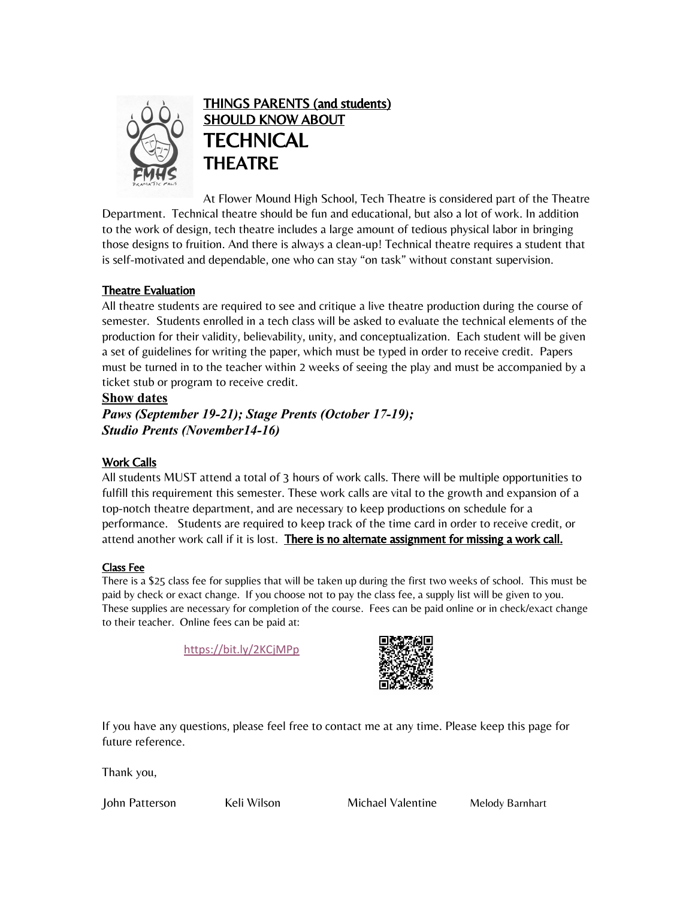# THINGS PARENTS (and students) SHOULD KNOW ABOUT TECHNICAL THEATRE

At Flower Mound High School, Tech Theatre is considered part of the Theatre Department. Technical theatre should be fun and educational, but also a lot of work. In addition to the work of design, tech theatre includes a large amount of tedious physical labor in bringing those designs to fruition. And there is always a clean-up! Technical theatre requires a student that is self-motivated and dependable, one who can stay "on task" without constant supervision.

## Theatre Evaluation

All theatre students are required to see and critique a live theatre production during the course of semester. Students enrolled in a tech class will be asked to evaluate the technical elements of the production for their validity, believability, unity, and conceptualization. Each student will be given a set of guidelines for writing the paper, which must be typed in order to receive credit. Papers must be turned in to the teacher within 2 weeks of seeing the play and must be accompanied by a ticket stub or program to receive credit.

## Show dates

***Paws (September 19-21); Stage Prents (October 17-19);***
***Studio Prents (November14-16)***

## Work Calls

All students MUST attend a total of 3 hours of work calls. There will be multiple opportunities to fulfill this requirement this semester. These work calls are vital to the growth and expansion of a top-notch theatre department, and are necessary to keep productions on schedule for a performance. Students are required to keep track of the time card in order to receive credit, or attend another work call if it is lost. **There is no alternate assignment for missing a work call.**

### Class Fee

There is a $25 class fee for supplies that will be taken up during the first two weeks of school. This must be paid by check or exact change. If you choose not to pay the class fee, a supply list will be given to you. These supplies are necessary for completion of the course. Fees can be paid online or in check/exact change to their teacher. Online fees can be paid at:

https://bit.ly/2KCjMPp

If you have any questions, please feel free to contact me at any time. Please keep this page for future reference.

Thank you,

John Patterson  Keli Wilson  Michael Valentine  Melody Barnhart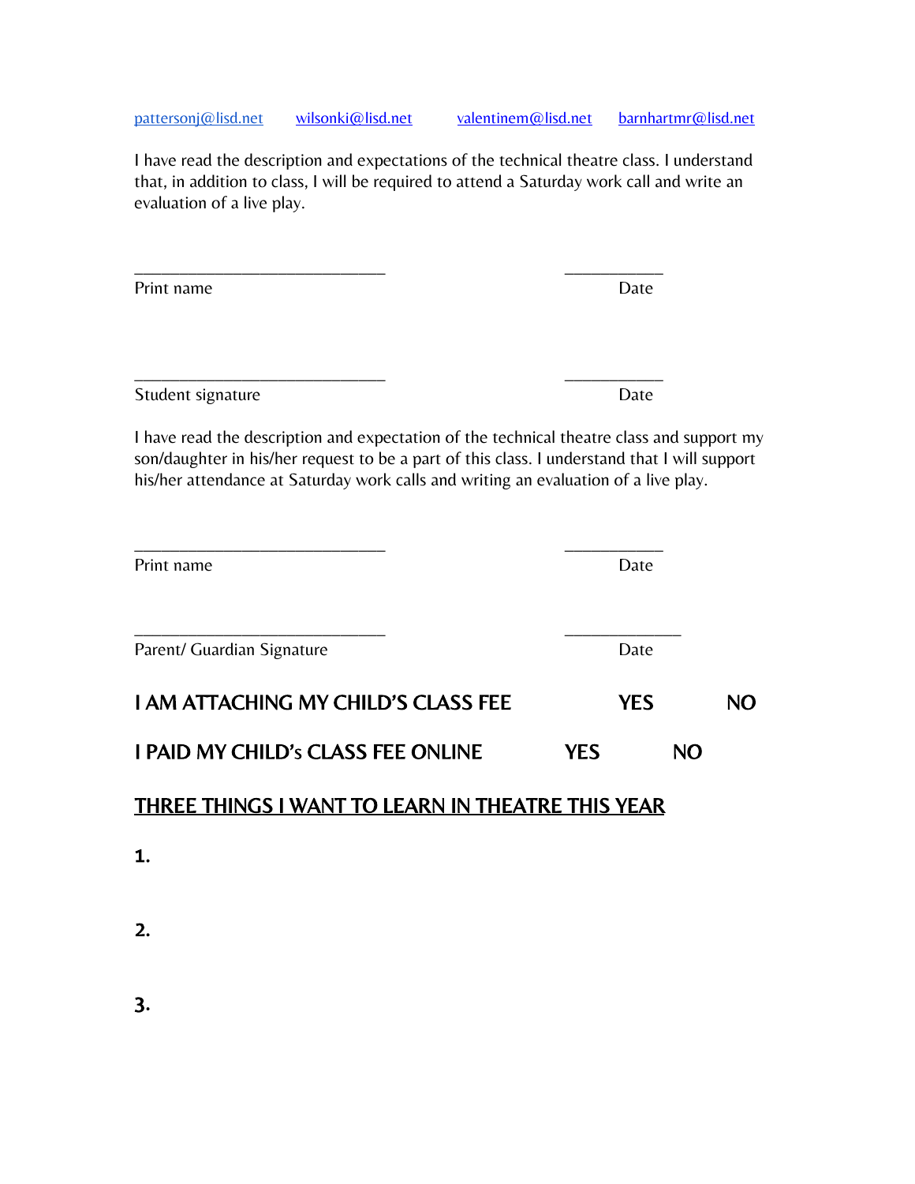pattersonj@lisd.net wilsonki@lisd.net valentinem@lisd.net barnhartmr@lisd.net

I have read the description and expectations of the technical theatre class. I understand that, in addition to class, I will be required to attend a Saturday work call and write an evaluation of a live play.

_____________________________ __________

Print name Date

_____________________________ __________

Student signature Date

I have read the description and expectation of the technical theatre class and support my son/daughter in his/her request to be a part of this class. I understand that I will support his/her attendance at Saturday work calls and writing an evaluation of a live play.

_____________________________ __________

Print name Date

_____________________________ ____________

Parent/ Guardian Signature Date

**I AM ATTACHING MY CHILD'S CLASS FEE YES NO**

**I PAID MY CHILD's CLASS FEE ONLINE YES NO**

**<u>THREE THINGS I WANT TO LEARN IN THEATRE THIS YEAR</u>**

**1.**

**2.**

**3.**